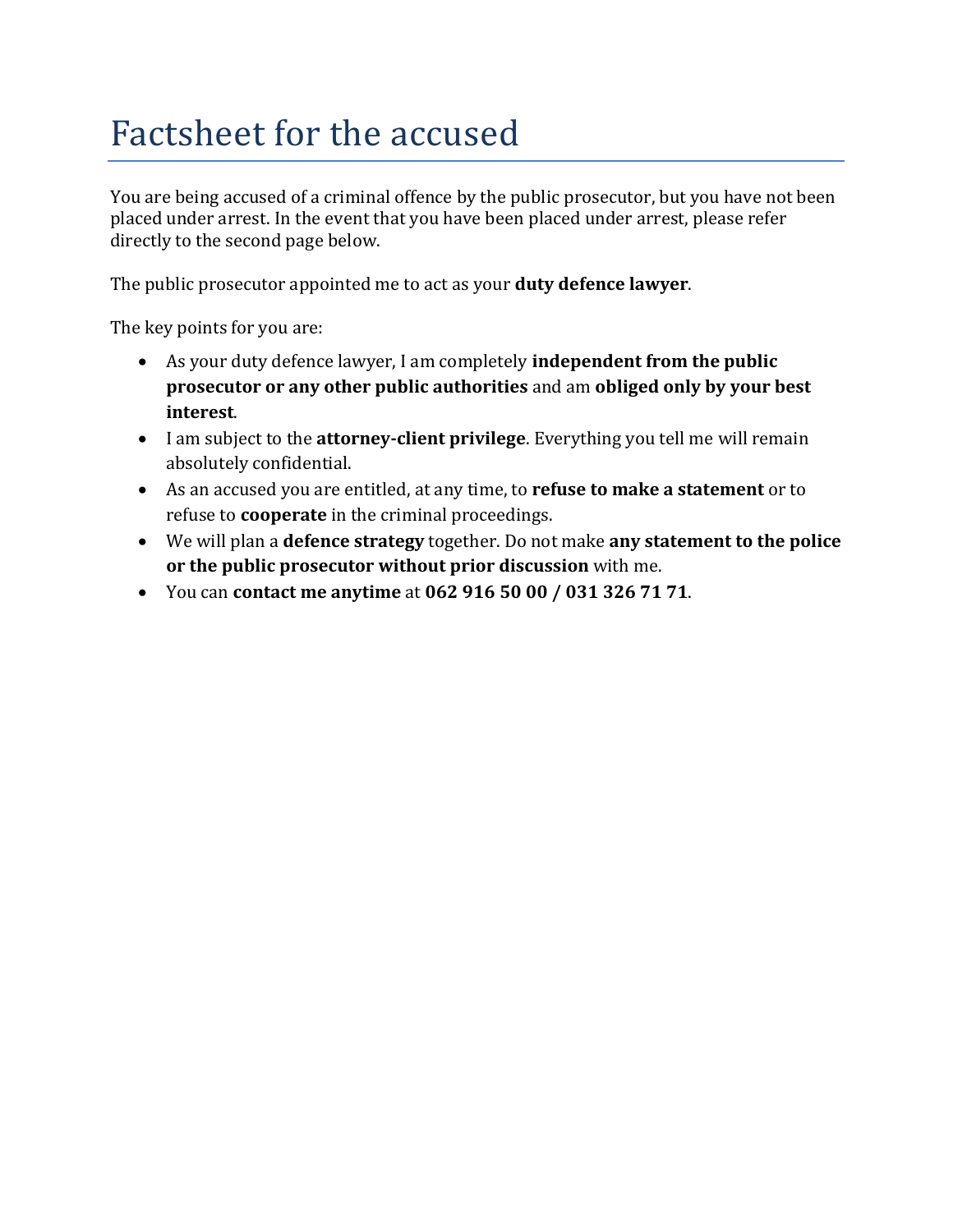# Factsheet for the accused

You are being accused of a criminal offence by the public prosecutor, but you have not been placed under arrest. In the event that you have been placed under arrest, please refer directly to the second page below.

The public prosecutor appointed me to act as your **duty defence lawyer**.

The key points for you are:

- As your duty defence lawyer, I am completely **independent from the public prosecutor or any other public authorities** and am **obliged only by your best interest**.
- I am subject to the **attorney-client privilege**. Everything you tell me will remain absolutely confidential.
- As an accused you are entitled, at any time, to **refuse to make a statement** or to refuse to **cooperate** in the criminal proceedings.
- We will plan a **defence strategy** together. Do not make **any statement to the police or the public prosecutor without prior discussion** with me.
- You can **contact me anytime** at **062 916 50 00 / 031 326 71 71**.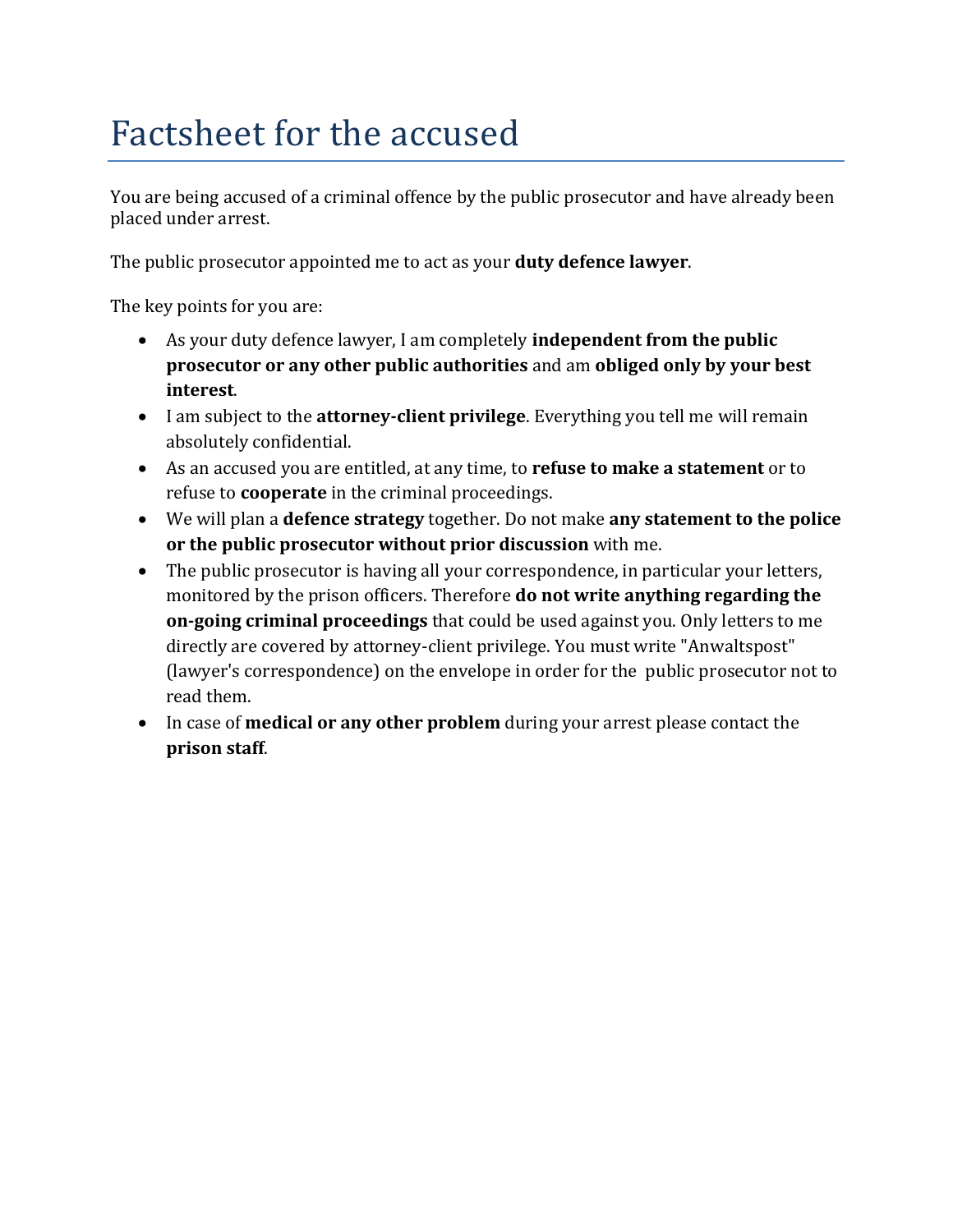# Factsheet for the accused

You are being accused of a criminal offence by the public prosecutor and have already been placed under arrest.

The public prosecutor appointed me to act as your **duty defence lawyer**.

The key points for you are:

- As your duty defence lawyer, I am completely **independent from the public prosecutor or any other public authorities** and am **obliged only by your best interest**.
- I am subject to the **attorney-client privilege**. Everything you tell me will remain absolutely confidential.
- As an accused you are entitled, at any time, to **refuse to make a statement** or to refuse to **cooperate** in the criminal proceedings.
- We will plan a **defence strategy** together. Do not make **any statement to the police or the public prosecutor without prior discussion** with me.
- The public prosecutor is having all your correspondence, in particular your letters, monitored by the prison officers. Therefore **do not write anything regarding the on-going criminal proceedings** that could be used against you. Only letters to me directly are covered by attorney-client privilege. You must write "Anwaltspost" (lawyer's correspondence) on the envelope in order for the public prosecutor not to read them.
- In case of **medical or any other problem** during your arrest please contact the **prison staff**.